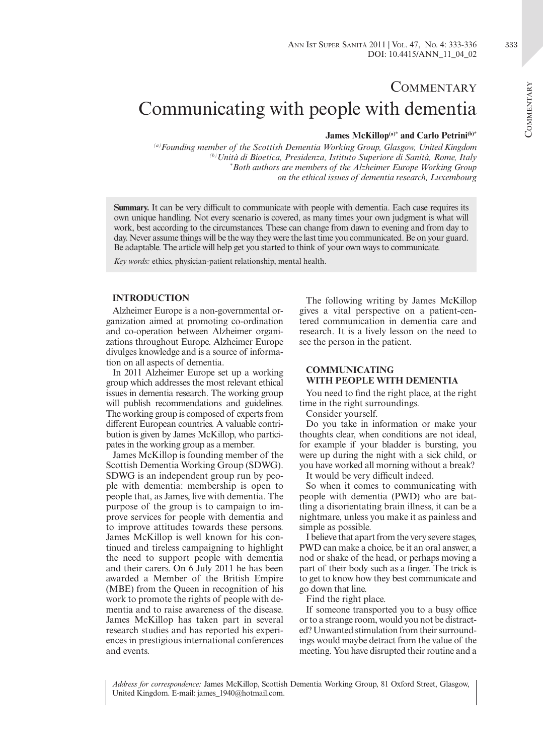Commentary

# Communicating with people with dementia

**James McKillop[(a)*] and Carlo Petrini[(b)*]**

*[(a)] Founding member of the Scottish Dementia Working Group, Glasgow, United Kingdom*
*[(b)] Unità di Bioetica, Presidenza, Istituto Superiore di Sanità, Rome, Italy*
*[*] Both authors are members of the Alzheimer Europe Working Group on the ethical issues of dementia research, Luxembourg*

**Summary.** It can be very difficult to communicate with people with dementia. Each case requires its own unique handling. Not every scenario is covered, as many times your own judgment is what will work, best according to the circumstances. These can change from dawn to evening and from day to day. Never assume things will be the way they were the last time you communicated. Be on your guard. Be adaptable. The article will help get you started to think of your own ways to communicate.

*Key words:* ethics, physician-patient relationship, mental health.

## INTRODUCTION

Alzheimer Europe is a non-governmental organization aimed at promoting co-ordination and co-operation between Alzheimer organizations throughout Europe. Alzheimer Europe divulges knowledge and is a source of information on all aspects of dementia.

In 2011 Alzheimer Europe set up a working group which addresses the most relevant ethical issues in dementia research. The working group will publish recommendations and guidelines. The working group is composed of experts from different European countries. A valuable contribution is given by James McKillop, who participates in the working group as a member.

James McKillop is founding member of the Scottish Dementia Working Group (SDWG). SDWG is an independent group run by people with dementia: membership is open to people that, as James, live with dementia. The purpose of the group is to campaign to improve services for people with dementia and to improve attitudes towards these persons. James McKillop is well known for his continued and tireless campaigning to highlight the need to support people with dementia and their carers. On 6 July 2011 he has been awarded a Member of the British Empire (MBE) from the Queen in recognition of his work to promote the rights of people with dementia and to raise awareness of the disease. James McKillop has taken part in several research studies and has reported his experiences in prestigious international conferences and events.

The following writing by James McKillop gives a vital perspective on a patient-centered communication in dementia care and research. It is a lively lesson on the need to see the person in the patient.

## COMMUNICATING WITH PEOPLE WITH DEMENTIA

You need to find the right place, at the right time in the right surroundings.

Consider yourself.

Do you take in information or make your thoughts clear, when conditions are not ideal, for example if your bladder is bursting, you were up during the night with a sick child, or you have worked all morning without a break?

It would be very difficult indeed.

So when it comes to communicating with people with dementia (PWD) who are battling a disorientating brain illness, it can be a nightmare, unless you make it as painless and simple as possible.

I believe that apart from the very severe stages, PWD can make a choice, be it an oral answer, a nod or shake of the head, or perhaps moving a part of their body such as a finger. The trick is to get to know how they best communicate and go down that line.

Find the right place.

If someone transported you to a busy office or to a strange room, would you not be distracted? Unwanted stimulation from their surroundings would maybe detract from the value of the meeting. You have disrupted their routine and a

*Address for correspondence:* James McKillop, Scottish Dementia Working Group, 81 Oxford Street, Glasgow, United Kingdom. E-mail: james_1940@hotmail.com.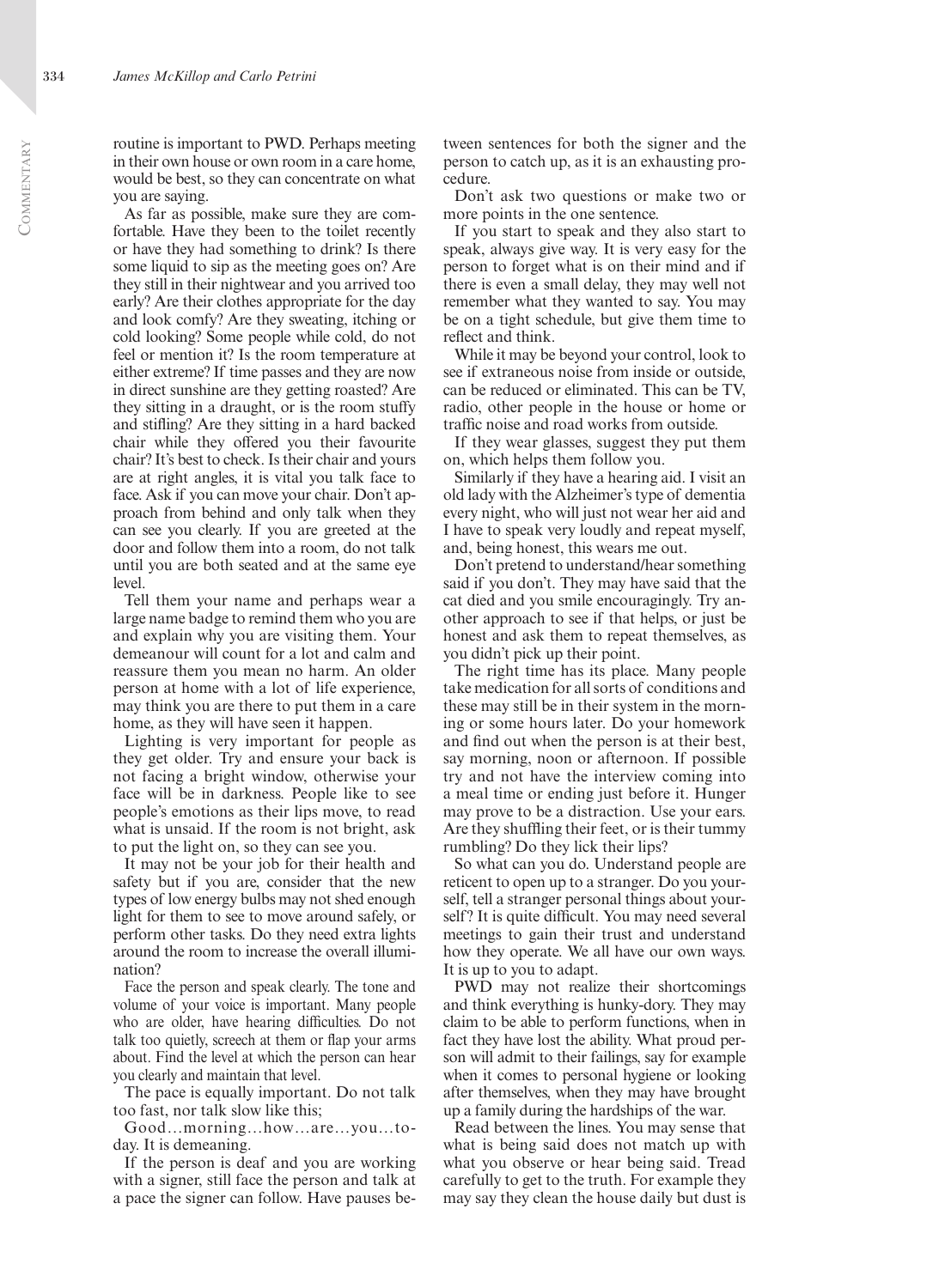routine is important to PWD. Perhaps meeting in their own house or own room in a care home, would be best, so they can concentrate on what you are saying.

As far as possible, make sure they are comfortable. Have they been to the toilet recently or have they had something to drink? Is there some liquid to sip as the meeting goes on? Are they still in their nightwear and you arrived too early? Are their clothes appropriate for the day and look comfy? Are they sweating, itching or cold looking? Some people while cold, do not feel or mention it? Is the room temperature at either extreme? If time passes and they are now in direct sunshine are they getting roasted? Are they sitting in a draught, or is the room stuffy and stifling? Are they sitting in a hard backed chair while they offered you their favourite chair? It's best to check. Is their chair and yours are at right angles, it is vital you talk face to face. Ask if you can move your chair. Don't approach from behind and only talk when they can see you clearly. If you are greeted at the door and follow them into a room, do not talk until you are both seated and at the same eye level.

Tell them your name and perhaps wear a large name badge to remind them who you are and explain why you are visiting them. Your demeanour will count for a lot and calm and reassure them you mean no harm. An older person at home with a lot of life experience, may think you are there to put them in a care home, as they will have seen it happen.

Lighting is very important for people as they get older. Try and ensure your back is not facing a bright window, otherwise your face will be in darkness. People like to see people's emotions as their lips move, to read what is unsaid. If the room is not bright, ask to put the light on, so they can see you.

It may not be your job for their health and safety but if you are, consider that the new types of low energy bulbs may not shed enough light for them to see to move around safely, or perform other tasks. Do they need extra lights around the room to increase the overall illumination?

Face the person and speak clearly. The tone and volume of your voice is important. Many people who are older, have hearing difficulties. Do not talk too quietly, screech at them or flap your arms about. Find the level at which the person can hear you clearly and maintain that level.

The pace is equally important. Do not talk too fast, nor talk slow like this;

Good…morning…how…are…you…today. It is demeaning.

If the person is deaf and you are working with a signer, still face the person and talk at a pace the signer can follow. Have pauses between sentences for both the signer and the person to catch up, as it is an exhausting procedure.

Don't ask two questions or make two or more points in the one sentence.

If you start to speak and they also start to speak, always give way. It is very easy for the person to forget what is on their mind and if there is even a small delay, they may well not remember what they wanted to say. You may be on a tight schedule, but give them time to reflect and think.

While it may be beyond your control, look to see if extraneous noise from inside or outside, can be reduced or eliminated. This can be TV, radio, other people in the house or home or traffic noise and road works from outside.

If they wear glasses, suggest they put them on, which helps them follow you.

Similarly if they have a hearing aid. I visit an old lady with the Alzheimer's type of dementia every night, who will just not wear her aid and I have to speak very loudly and repeat myself, and, being honest, this wears me out.

Don't pretend to understand/hear something said if you don't. They may have said that the cat died and you smile encouragingly. Try another approach to see if that helps, or just be honest and ask them to repeat themselves, as you didn't pick up their point.

The right time has its place. Many people take medication for all sorts of conditions and these may still be in their system in the morning or some hours later. Do your homework and find out when the person is at their best, say morning, noon or afternoon. If possible try and not have the interview coming into a meal time or ending just before it. Hunger may prove to be a distraction. Use your ears. Are they shuffling their feet, or is their tummy rumbling? Do they lick their lips?

So what can you do. Understand people are reticent to open up to a stranger. Do you yourself, tell a stranger personal things about yourself? It is quite difficult. You may need several meetings to gain their trust and understand how they operate. We all have our own ways. It is up to you to adapt.

PWD may not realize their shortcomings and think everything is hunky-dory. They may claim to be able to perform functions, when in fact they have lost the ability. What proud person will admit to their failings, say for example when it comes to personal hygiene or looking after themselves, when they may have brought up a family during the hardships of the war.

Read between the lines. You may sense that what is being said does not match up with what you observe or hear being said. Tread carefully to get to the truth. For example they may say they clean the house daily but dust is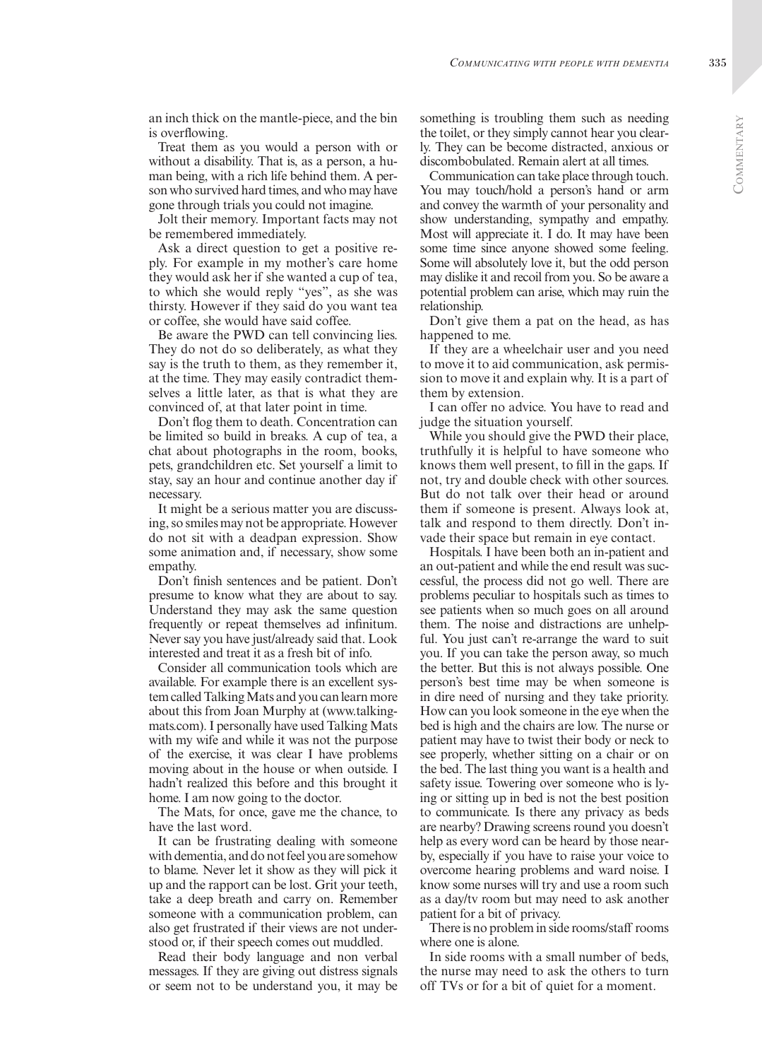an inch thick on the mantle-piece, and the bin is overflowing.

Treat them as you would a person with or without a disability. That is, as a person, a human being, with a rich life behind them. A person who survived hard times, and who may have gone through trials you could not imagine.

Jolt their memory. Important facts may not be remembered immediately.

Ask a direct question to get a positive reply. For example in my mother's care home they would ask her if she wanted a cup of tea, to which she would reply "yes", as she was thirsty. However if they said do you want tea or coffee, she would have said coffee.

Be aware the PWD can tell convincing lies. They do not do so deliberately, as what they say is the truth to them, as they remember it, at the time. They may easily contradict themselves a little later, as that is what they are convinced of, at that later point in time.

Don't flog them to death. Concentration can be limited so build in breaks. A cup of tea, a chat about photographs in the room, books, pets, grandchildren etc. Set yourself a limit to stay, say an hour and continue another day if necessary.

It might be a serious matter you are discussing, so smiles may not be appropriate. However do not sit with a deadpan expression. Show some animation and, if necessary, show some empathy.

Don't finish sentences and be patient. Don't presume to know what they are about to say. Understand they may ask the same question frequently or repeat themselves ad infinitum. Never say you have just/already said that. Look interested and treat it as a fresh bit of info.

Consider all communication tools which are available. For example there is an excellent system called Talking Mats and you can learn more about this from Joan Murphy at (www.talkingmats.com). I personally have used Talking Mats with my wife and while it was not the purpose of the exercise, it was clear I have problems moving about in the house or when outside. I hadn't realized this before and this brought it home. I am now going to the doctor.

The Mats, for once, gave me the chance, to have the last word.

It can be frustrating dealing with someone with dementia, and do not feel you are somehow to blame. Never let it show as they will pick it up and the rapport can be lost. Grit your teeth, take a deep breath and carry on. Remember someone with a communication problem, can also get frustrated if their views are not understood or, if their speech comes out muddled.

Read their body language and non verbal messages. If they are giving out distress signals or seem not to be understand you, it may be something is troubling them such as needing the toilet, or they simply cannot hear you clearly. They can be become distracted, anxious or discombobulated. Remain alert at all times.

Communication can take place through touch. You may touch/hold a person's hand or arm and convey the warmth of your personality and show understanding, sympathy and empathy. Most will appreciate it. I do. It may have been some time since anyone showed some feeling. Some will absolutely love it, but the odd person may dislike it and recoil from you. So be aware a potential problem can arise, which may ruin the relationship.

Don't give them a pat on the head, as has happened to me.

If they are a wheelchair user and you need to move it to aid communication, ask permission to move it and explain why. It is a part of them by extension.

I can offer no advice. You have to read and judge the situation yourself.

While you should give the PWD their place, truthfully it is helpful to have someone who knows them well present, to fill in the gaps. If not, try and double check with other sources. But do not talk over their head or around them if someone is present. Always look at, talk and respond to them directly. Don't invade their space but remain in eye contact.

Hospitals. I have been both an in-patient and an out-patient and while the end result was successful, the process did not go well. There are problems peculiar to hospitals such as times to see patients when so much goes on all around them. The noise and distractions are unhelpful. You just can't re-arrange the ward to suit you. If you can take the person away, so much the better. But this is not always possible. One person's best time may be when someone is in dire need of nursing and they take priority. How can you look someone in the eye when the bed is high and the chairs are low. The nurse or patient may have to twist their body or neck to see properly, whether sitting on a chair or on the bed. The last thing you want is a health and safety issue. Towering over someone who is lying or sitting up in bed is not the best position to communicate. Is there any privacy as beds are nearby? Drawing screens round you doesn't help as every word can be heard by those nearby, especially if you have to raise your voice to overcome hearing problems and ward noise. I know some nurses will try and use a room such as a day/tv room but may need to ask another patient for a bit of privacy.

There is no problem in side rooms/staff rooms where one is alone.

In side rooms with a small number of beds, the nurse may need to ask the others to turn off TVs or for a bit of quiet for a moment.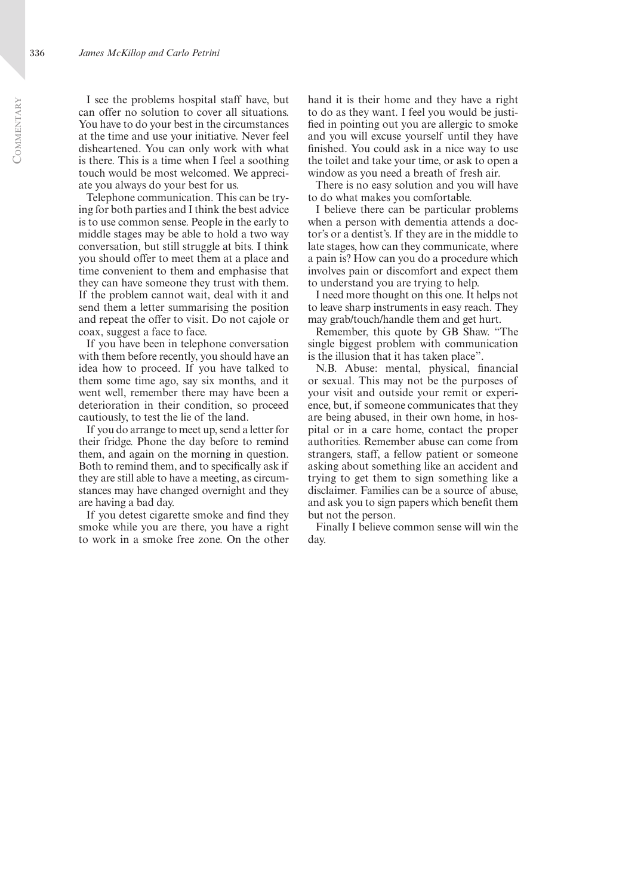I see the problems hospital staff have, but can offer no solution to cover all situations. You have to do your best in the circumstances at the time and use your initiative. Never feel disheartened. You can only work with what is there. This is a time when I feel a soothing touch would be most welcomed. We appreciate you always do your best for us.

Telephone communication. This can be trying for both parties and I think the best advice is to use common sense. People in the early to middle stages may be able to hold a two way conversation, but still struggle at bits. I think you should offer to meet them at a place and time convenient to them and emphasise that they can have someone they trust with them. If the problem cannot wait, deal with it and send them a letter summarising the position and repeat the offer to visit. Do not cajole or coax, suggest a face to face.

If you have been in telephone conversation with them before recently, you should have an idea how to proceed. If you have talked to them some time ago, say six months, and it went well, remember there may have been a deterioration in their condition, so proceed cautiously, to test the lie of the land.

If you do arrange to meet up, send a letter for their fridge. Phone the day before to remind them, and again on the morning in question. Both to remind them, and to specifically ask if they are still able to have a meeting, as circumstances may have changed overnight and they are having a bad day.

If you detest cigarette smoke and find they smoke while you are there, you have a right to work in a smoke free zone. On the other hand it is their home and they have a right to do as they want. I feel you would be justified in pointing out you are allergic to smoke and you will excuse yourself until they have finished. You could ask in a nice way to use the toilet and take your time, or ask to open a window as you need a breath of fresh air.

There is no easy solution and you will have to do what makes you comfortable.

I believe there can be particular problems when a person with dementia attends a doctor's or a dentist's. If they are in the middle to late stages, how can they communicate, where a pain is? How can you do a procedure which involves pain or discomfort and expect them to understand you are trying to help.

I need more thought on this one. It helps not to leave sharp instruments in easy reach. They may grab/touch/handle them and get hurt.

Remember, this quote by GB Shaw. "The single biggest problem with communication is the illusion that it has taken place".

N.B. Abuse: mental, physical, financial or sexual. This may not be the purposes of your visit and outside your remit or experience, but, if someone communicates that they are being abused, in their own home, in hospital or in a care home, contact the proper authorities. Remember abuse can come from strangers, staff, a fellow patient or someone asking about something like an accident and trying to get them to sign something like a disclaimer. Families can be a source of abuse, and ask you to sign papers which benefit them but not the person.

Finally I believe common sense will win the day.